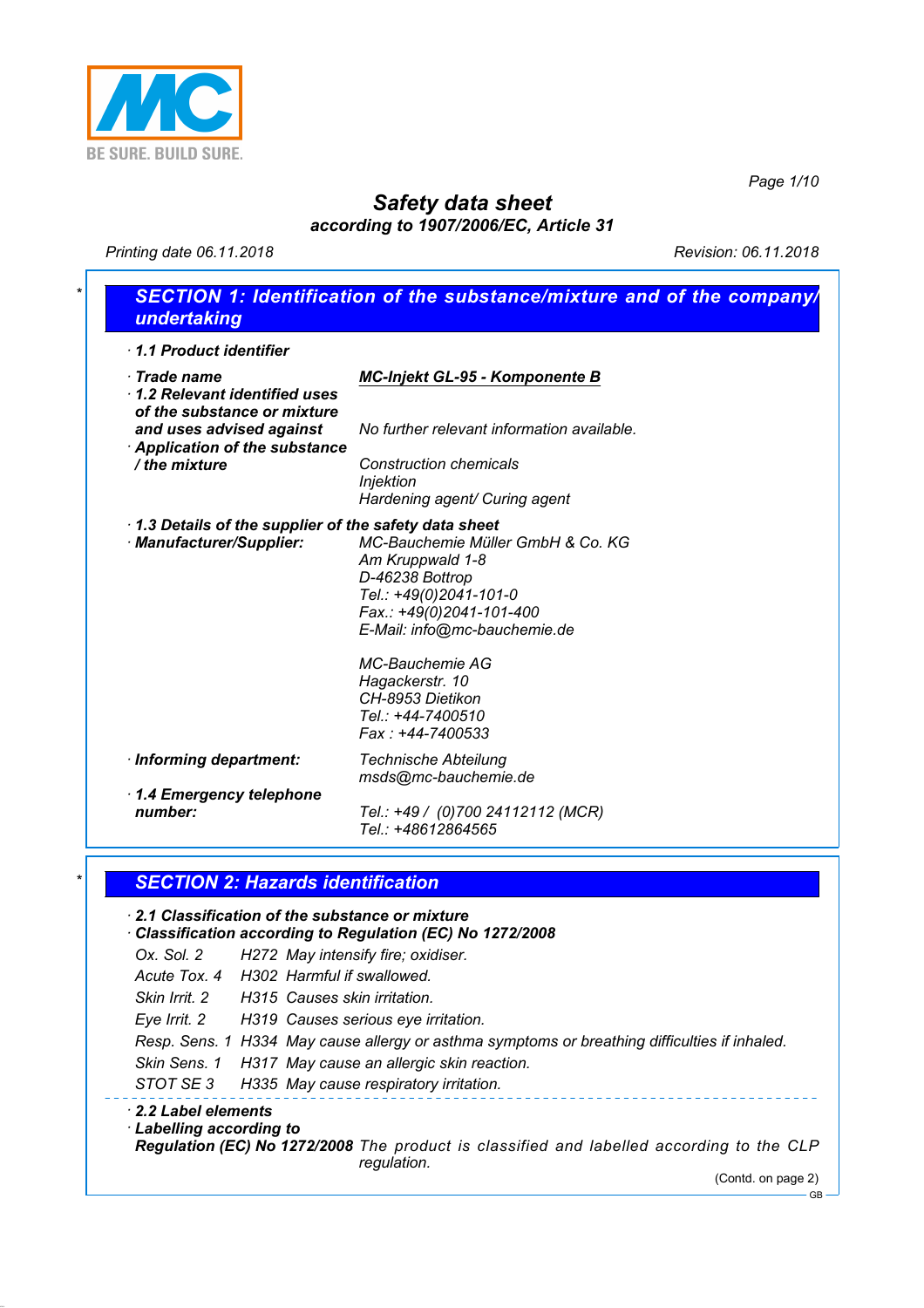BE SURE. BUILD SURE.

# Safety data sheet

**according to 1907/2006/EC, Article 31**

Printing date 06.11.2018 | Revision: 06.11.2018

## SECTION 1: Identification of the substance/mixture and of the company/ undertaking

· **1.1 Product identifier**

· **Trade name** **MC-Injekt GL-95 - Komponente B**

· **1.2 Relevant identified uses of the substance or mixture and uses advised against** No further relevant information available.

· **Application of the substance / the mixture** Construction chemicals
Injektion
Hardening agent/ Curing agent

· **1.3 Details of the supplier of the safety data sheet**

· **Manufacturer/Supplier:**
MC-Bauchemie Müller GmbH & Co. KG
Am Kruppwald 1-8
D-46238 Bottrop
Tel.: +49(0)2041-101-0
Fax.: +49(0)2041-101-400
E-Mail: info@mc-bauchemie.de

MC-Bauchemie AG
Hagackerstr. 10
CH-8953 Dietikon
Tel.: +44-7400510
Fax : +44-7400533

· **Informing department:** Technische Abteilung
msds@mc-bauchemie.de

· **1.4 Emergency telephone number:** Tel.: +49 / (0)700 24112112 (MCR)
Tel.: +48612864565

## SECTION 2: Hazards identification

· **2.1 Classification of the substance or mixture**

· **Classification according to Regulation (EC) No 1272/2008**

Ox. Sol. 2 H272 May intensify fire; oxidiser.

Acute Tox. 4 H302 Harmful if swallowed.

Skin Irrit. 2 H315 Causes skin irritation.

Eye Irrit. 2 H319 Causes serious eye irritation.

Resp. Sens. 1 H334 May cause allergy or asthma symptoms or breathing difficulties if inhaled.

Skin Sens. 1 H317 May cause an allergic skin reaction.

STOT SE 3 H335 May cause respiratory irritation.

· **2.2 Label elements**

· **Labelling according to Regulation (EC) No 1272/2008** The product is classified and labelled according to the CLP regulation.

(Contd. on page 2)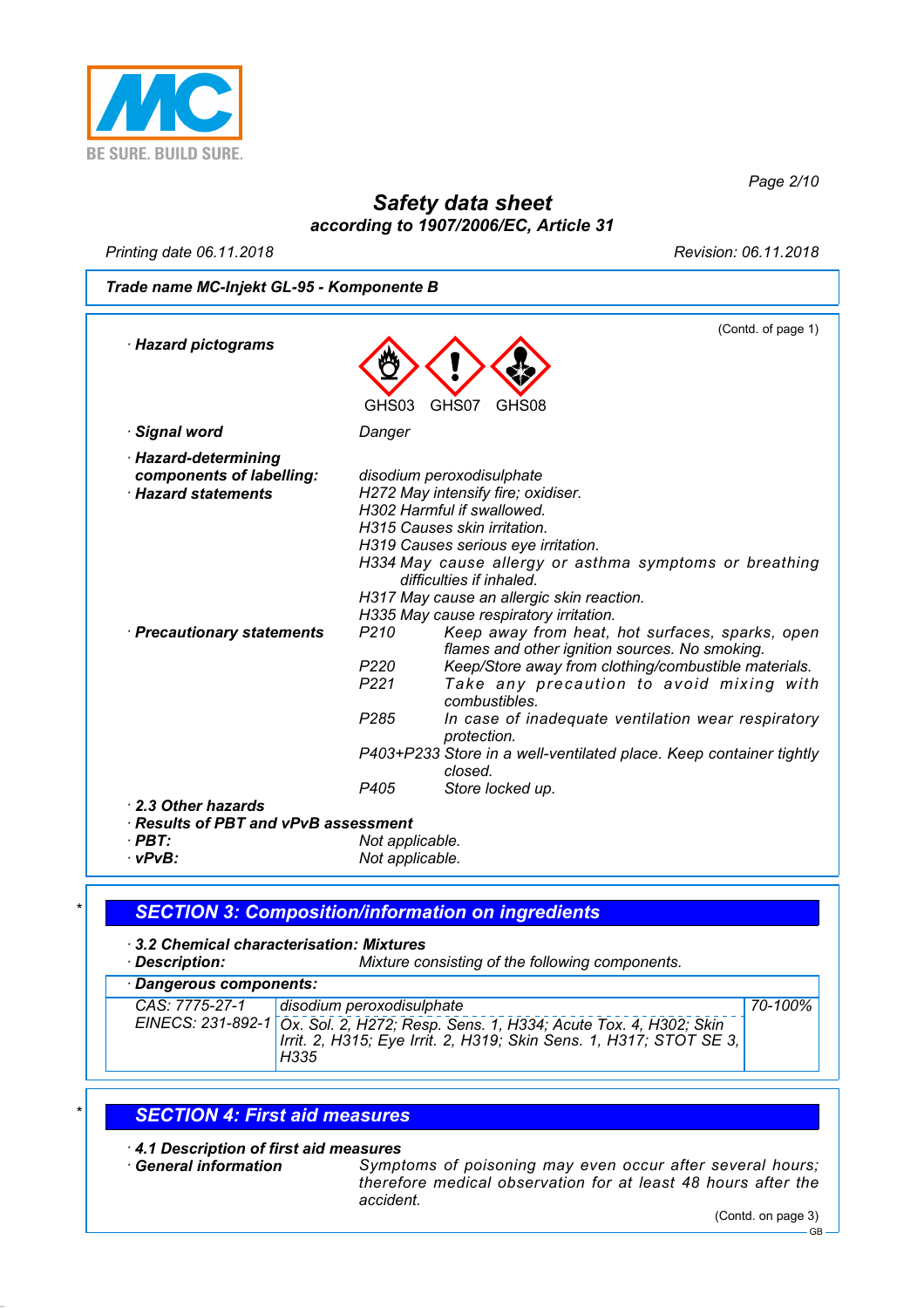**Safety data sheet**
**according to 1907/2006/EC, Article 31**

Printing date 06.11.2018 Revision: 06.11.2018

**Trade name MC-Injekt GL-95 - Komponente B**

(Contd. of page 1)

· **Hazard pictograms**

GHS03 GHS07 GHS08

· **Signal word** Danger

· **Hazard-determining components of labelling:**
disodium peroxodisulphate

· **Hazard statements**
H272 May intensify fire; oxidiser.
H302 Harmful if swallowed.
H315 Causes skin irritation.
H319 Causes serious eye irritation.
H334 May cause allergy or asthma symptoms or breathing difficulties if inhaled.
H317 May cause an allergic skin reaction.
H335 May cause respiratory irritation.

· **Precautionary statements**
P210 Keep away from heat, hot surfaces, sparks, open flames and other ignition sources. No smoking.
P220 Keep/Store away from clothing/combustible materials.
P221 Take any precaution to avoid mixing with combustibles.
P285 In case of inadequate ventilation wear respiratory protection.
P403+P233 Store in a well-ventilated place. Keep container tightly closed.
P405 Store locked up.

· **2.3 Other hazards**
· **Results of PBT and vPvB assessment**
· **PBT:** Not applicable.
· **vPvB:** Not applicable.

## SECTION 3: Composition/information on ingredients

· **3.2 Chemical characterisation: Mixtures**
· **Description:** Mixture consisting of the following components.

| · Dangerous components: | | |
|---|---|---|
| CAS: 7775-27-1<br>EINECS: 231-892-1 | disodium peroxodisulphate<br>Ox. Sol. 2, H272; Resp. Sens. 1, H334; Acute Tox. 4, H302; Skin Irrit. 2, H315; Eye Irrit. 2, H319; Skin Sens. 1, H317; STOT SE 3, H335 | 70-100% |

## SECTION 4: First aid measures

· **4.1 Description of first aid measures**
· **General information** Symptoms of poisoning may even occur after several hours; therefore medical observation for at least 48 hours after the accident.

(Contd. on page 3)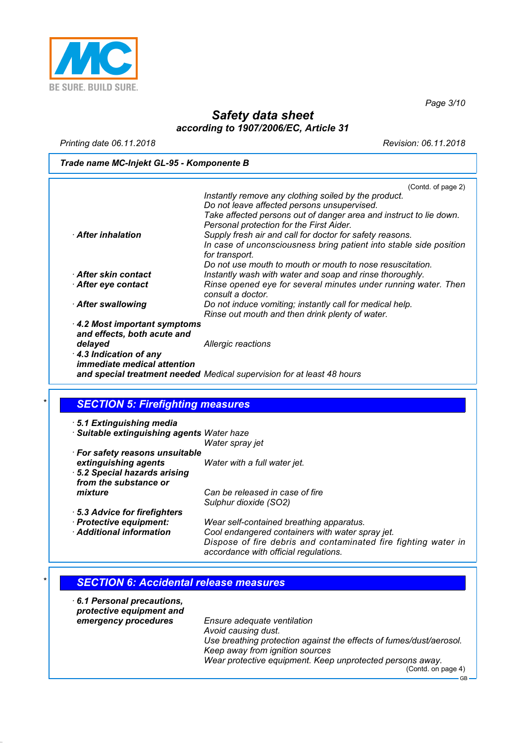**Safety data sheet**
**according to 1907/2006/EC, Article 31**

Printing date 06.11.2018 Revision: 06.11.2018

**Trade name MC-Injekt GL-95 - Komponente B**

(Contd. of page 2)

*Instantly remove any clothing soiled by the product.*
*Do not leave affected persons unsupervised.*
*Take affected persons out of danger area and instruct to lie down.*
*Personal protection for the First Aider.*

- **After inhalation** *Supply fresh air and call for doctor for safety reasons.*
  *In case of unconsciousness bring patient into stable side position for transport.*
  *Do not use mouth to mouth or mouth to nose resuscitation.*
- **After skin contact** *Instantly wash with water and soap and rinse thoroughly.*
- **After eye contact** *Rinse opened eye for several minutes under running water. Then consult a doctor.*
- **After swallowing** *Do not induce vomiting; instantly call for medical help.*
  *Rinse out mouth and then drink plenty of water.*
- **4.2 Most important symptoms and effects, both acute and delayed** *Allergic reactions*
- **4.3 Indication of any immediate medical attention and special treatment needed** *Medical supervision for at least 48 hours*

## SECTION 5: Firefighting measures

- **5.1 Extinguishing media**
- **Suitable extinguishing agents** *Water haze*
  *Water spray jet*
- **For safety reasons unsuitable extinguishing agents** *Water with a full water jet.*
- **5.2 Special hazards arising from the substance or mixture** *Can be released in case of fire*
  *Sulphur dioxide ($SO_2$)*
- **5.3 Advice for firefighters**
- **Protective equipment:** *Wear self-contained breathing apparatus.*
- **Additional information** *Cool endangered containers with water spray jet.*
  *Dispose of fire debris and contaminated fire fighting water in accordance with official regulations.*

## SECTION 6: Accidental release measures

- **6.1 Personal precautions, protective equipment and emergency procedures** *Ensure adequate ventilation*
  *Avoid causing dust.*
  *Use breathing protection against the effects of fumes/dust/aerosol.*
  *Keep away from ignition sources*
  *Wear protective equipment. Keep unprotected persons away.*

(Contd. on page 4)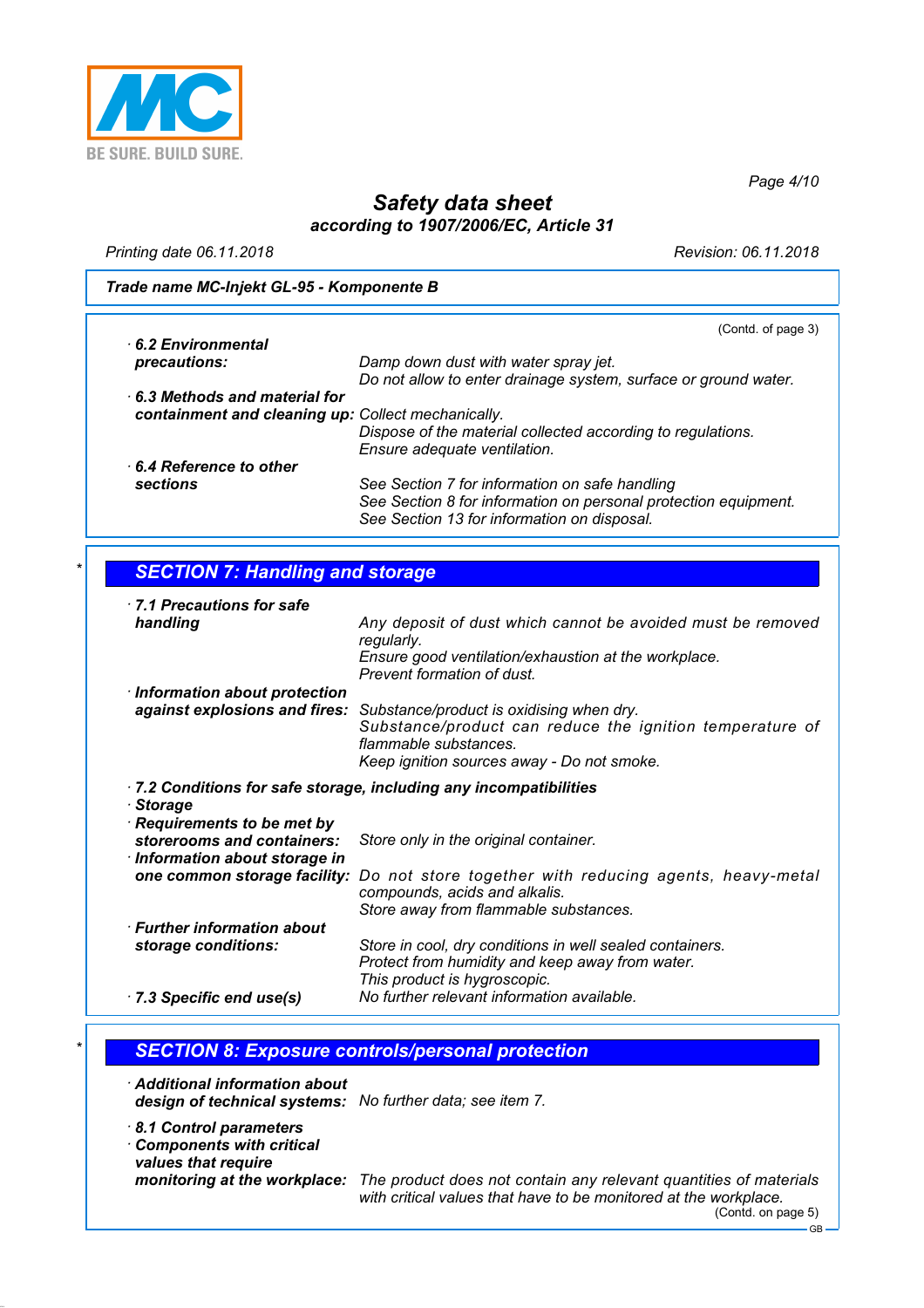**Safety data sheet**
**according to 1907/2006/EC, Article 31**

Printing date 06.11.2018 Revision: 06.11.2018

**Trade name MC-Injekt GL-95 - Komponente B**

(Contd. of page 3)

· **6.2 Environmental precautions:** Damp down dust with water spray jet.
Do not allow to enter drainage system, surface or ground water.

· **6.3 Methods and material for containment and cleaning up:** Collect mechanically.
Dispose of the material collected according to regulations.
Ensure adequate ventilation.

· **6.4 Reference to other sections** See Section 7 for information on safe handling
See Section 8 for information on personal protection equipment.
See Section 13 for information on disposal.

## * SECTION 7: Handling and storage

· **7.1 Precautions for safe handling** Any deposit of dust which cannot be avoided must be removed regularly.
Ensure good ventilation/exhaustion at the workplace.
Prevent formation of dust.

· **Information about protection against explosions and fires:** Substance/product is oxidising when dry.
Substance/product can reduce the ignition temperature of flammable substances.
Keep ignition sources away - Do not smoke.

· **7.2 Conditions for safe storage, including any incompatibilities**

· **Storage**

· **Requirements to be met by storerooms and containers:** Store only in the original container.

· **Information about storage in one common storage facility:** Do not store together with reducing agents, heavy-metal compounds, acids and alkalis.
Store away from flammable substances.

· **Further information about storage conditions:** Store in cool, dry conditions in well sealed containers.
Protect from humidity and keep away from water.
This product is hygroscopic.

· **7.3 Specific end use(s)** No further relevant information available.

## * SECTION 8: Exposure controls/personal protection

· **Additional information about design of technical systems:** No further data; see item 7.

· **8.1 Control parameters**

· **Components with critical values that require monitoring at the workplace:** The product does not contain any relevant quantities of materials with critical values that have to be monitored at the workplace.

(Contd. on page 5)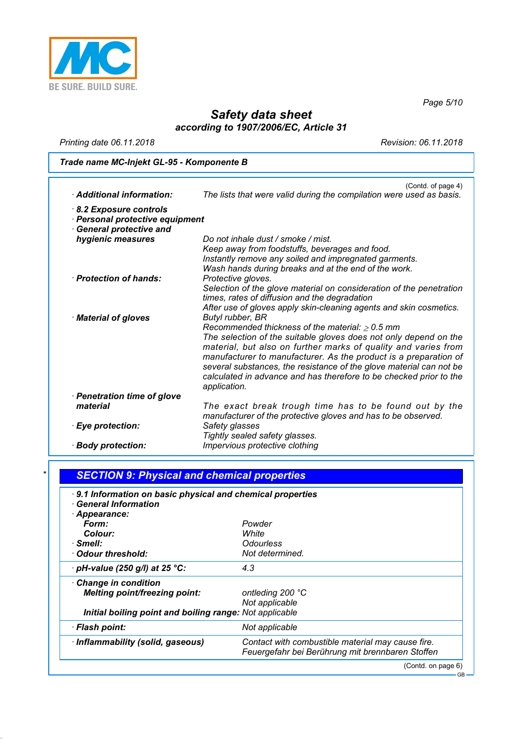**Trade name MC-Injekt GL-95 - Komponente B**

(Contd. of page 4)

· **Additional information:** The lists that were valid during the compilation were used as basis.

· **8.2 Exposure controls**
· **Personal protective equipment**
· **General protective and hygienic measures**
Do not inhale dust / smoke / mist.
Keep away from foodstuffs, beverages and food.
Instantly remove any soiled and impregnated garments.
Wash hands during breaks and at the end of the work.

· **Protection of hands:**
Protective gloves.
Selection of the glove material on consideration of the penetration times, rates of diffusion and the degradation
After use of gloves apply skin-cleaning agents and skin cosmetics.

· **Material of gloves**
Butyl rubber, BR
Recommended thickness of the material: $\geq$ 0.5 mm
The selection of the suitable gloves does not only depend on the material, but also on further marks of quality and varies from manufacturer to manufacturer. As the product is a preparation of several substances, the resistance of the glove material can not be calculated in advance and has therefore to be checked prior to the application.

· **Penetration time of glove material**
The exact break trough time has to be found out by the manufacturer of the protective gloves and has to be observed.

· **Eye protection:**
Safety glasses
Tightly sealed safety glasses.

· **Body protection:** Impervious protective clothing

\*

## SECTION 9: Physical and chemical properties

· **9.1 Information on basic physical and chemical properties**
· **General Information**
· **Appearance:**

| | |
|---|---|
| **Form:** | Powder |
| **Colour:** | White |
| · **Smell:** | Odourless |
| · **Odour threshold:** | Not determined. |
| · **pH-value (250 g/l) at 25 °C:** | 4.3 |
| · **Change in condition** | |
| **Melting point/freezing point:** | ontleding 200 °C<br>Not applicable |
| **Initial boiling point and boiling range:** | Not applicable |
| · **Flash point:** | Not applicable |
| · **Inflammability (solid, gaseous)** | Contact with combustible material may cause fire.<br>Feuergefahr bei Berührung mit brennbaren Stoffen |

(Contd. on page 6)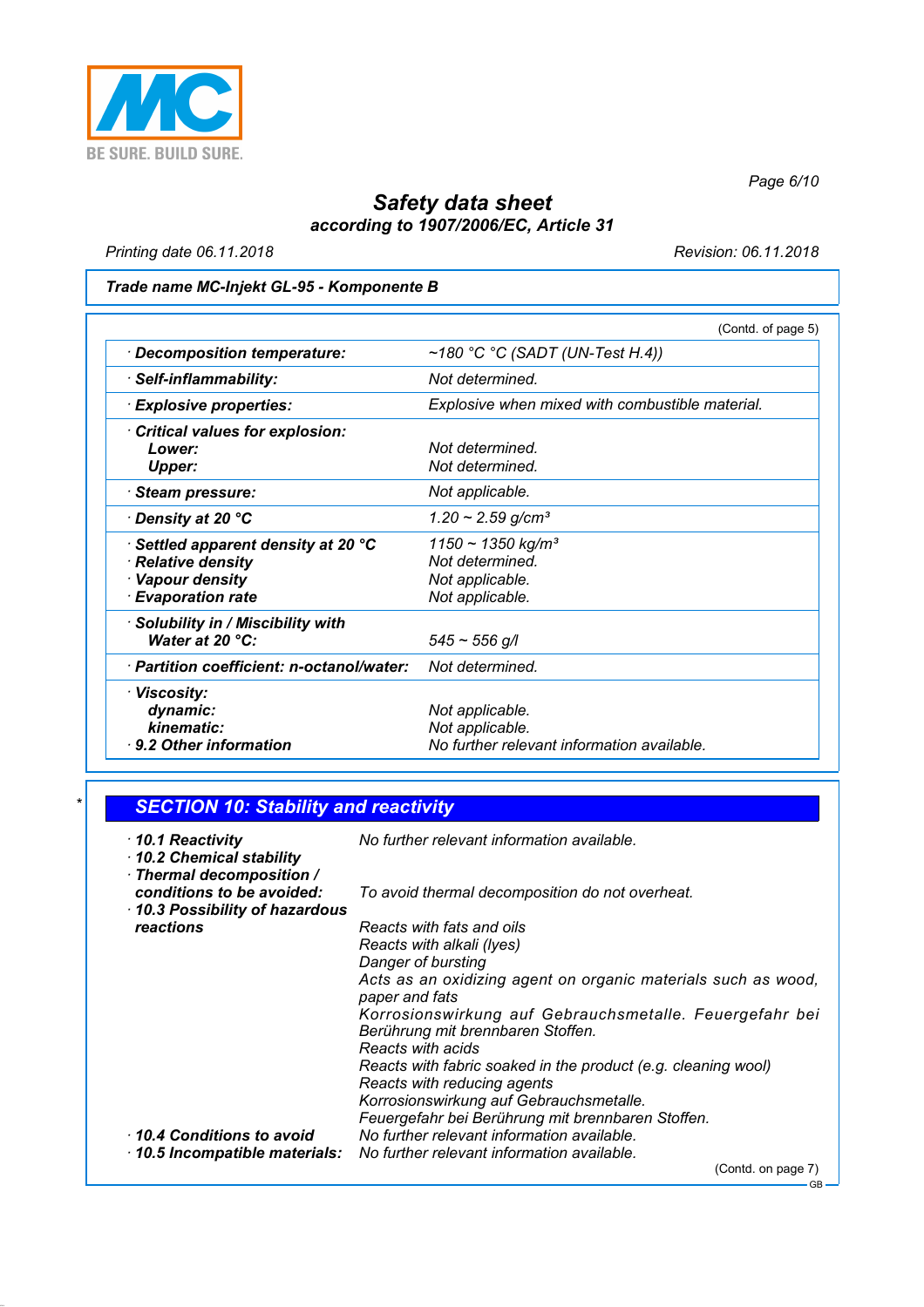**Trade name MC-Injekt GL-95 - Komponente B**

(Contd. of page 5)

| | |
|---|---|
| · **Decomposition temperature:** | ~180 °C °C (SADT (UN-Test H.4)) |
| · **Self-inflammability:** | Not determined. |
| · **Explosive properties:** | Explosive when mixed with combustible material. |
| · **Critical values for explosion:** | |
| **Lower:** | Not determined. |
| **Upper:** | Not determined. |
| · **Steam pressure:** | Not applicable. |
| · **Density at 20 °C** | 1.20 ~ 2.59 g/cm³ |
| · **Settled apparent density at 20 °C** | 1150 ~ 1350 kg/m³ |
| · **Relative density** | Not determined. |
| · **Vapour density** | Not applicable. |
| · **Evaporation rate** | Not applicable. |
| · **Solubility in / Miscibility with** | |
| **Water at 20 °C:** | 545 ~ 556 g/l |
| · **Partition coefficient: n-octanol/water:** | Not determined. |
| · **Viscosity:** | |
| **dynamic:** | Not applicable. |
| **kinematic:** | Not applicable. |
| · **9.2 Other information** | No further relevant information available. |

\*

## SECTION 10: Stability and reactivity

- · **10.1 Reactivity** No further relevant information available.
- · **10.2 Chemical stability**
- · **Thermal decomposition / conditions to be avoided:** To avoid thermal decomposition do not overheat.
- · **10.3 Possibility of hazardous reactions**
  Reacts with fats and oils
  Reacts with alkali (lyes)
  Danger of bursting
  Acts as an oxidizing agent on organic materials such as wood, paper and fats
  Korrosionswirkung auf Gebrauchsmetalle. Feuergefahr bei Berührung mit brennbaren Stoffen.
  Reacts with acids
  Reacts with fabric soaked in the product (e.g. cleaning wool)
  Reacts with reducing agents
  Korrosionswirkung auf Gebrauchsmetalle.
  Feuergefahr bei Berührung mit brennbaren Stoffen.
- · **10.4 Conditions to avoid** No further relevant information available.
- · **10.5 Incompatible materials:** No further relevant information available.

(Contd. on page 7)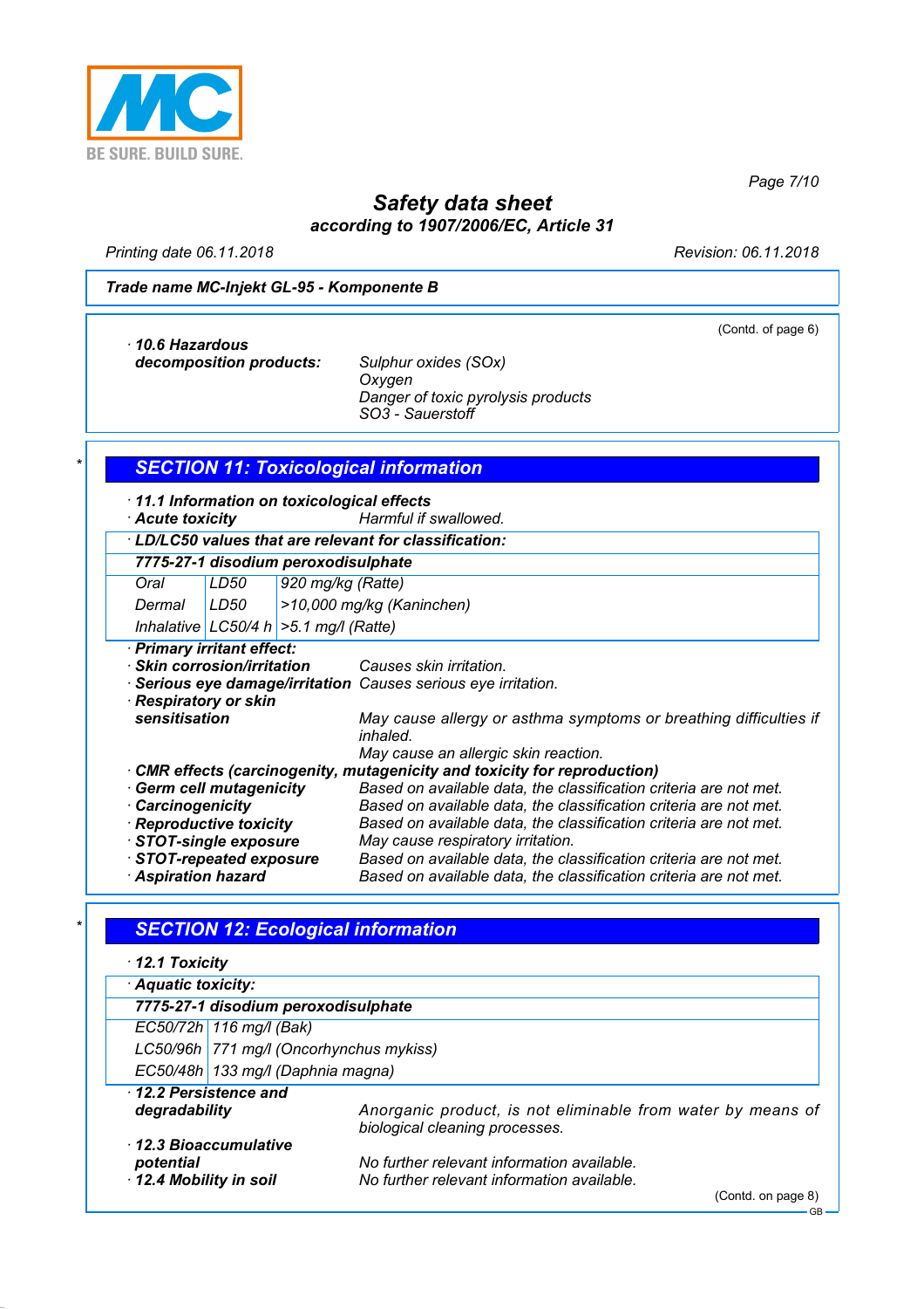**Trade name MC-Injekt GL-95 - Komponente B**

(Contd. of page 6)

· **10.6 Hazardous decomposition products:** Sulphur oxides (SOx)
Oxygen
Danger of toxic pyrolysis products
SO3 - Sauerstoff

## SECTION 11: Toxicological information

· **11.1 Information on toxicological effects**

· **Acute toxicity** Harmful if swallowed.

· **LD/LC50 values that are relevant for classification:**

| **7775-27-1 disodium peroxodisulphate** | | |
|---|---|---|
| Oral | LD50 | 920 mg/kg (Ratte) |
| Dermal | LD50 | >10,000 mg/kg (Kaninchen) |
| Inhalative | LC50/4 h | >5.1 mg/l (Ratte) |

· **Primary irritant effect:**

· **Skin corrosion/irritation** Causes skin irritation.

· **Serious eye damage/irritation** Causes serious eye irritation.

· **Respiratory or skin sensitisation** May cause allergy or asthma symptoms or breathing difficulties if inhaled.
May cause an allergic skin reaction.

· **CMR effects (carcinogenity, mutagenicity and toxicity for reproduction)**

· **Germ cell mutagenicity** Based on available data, the classification criteria are not met.

· **Carcinogenicity** Based on available data, the classification criteria are not met.

· **Reproductive toxicity** Based on available data, the classification criteria are not met.

· **STOT-single exposure** May cause respiratory irritation.

· **STOT-repeated exposure** Based on available data, the classification criteria are not met.

· **Aspiration hazard** Based on available data, the classification criteria are not met.

## SECTION 12: Ecological information

· **12.1 Toxicity**

· **Aquatic toxicity:**

| **7775-27-1 disodium peroxodisulphate** | |
|---|---|
| EC50/72h | 116 mg/l (Bak) |
| LC50/96h | 771 mg/l (Oncorhynchus mykiss) |
| EC50/48h | 133 mg/l (Daphnia magna) |

· **12.2 Persistence and degradability** Anorganic product, is not eliminable from water by means of biological cleaning processes.

· **12.3 Bioaccumulative potential** No further relevant information available.

· **12.4 Mobility in soil** No further relevant information available.

(Contd. on page 8)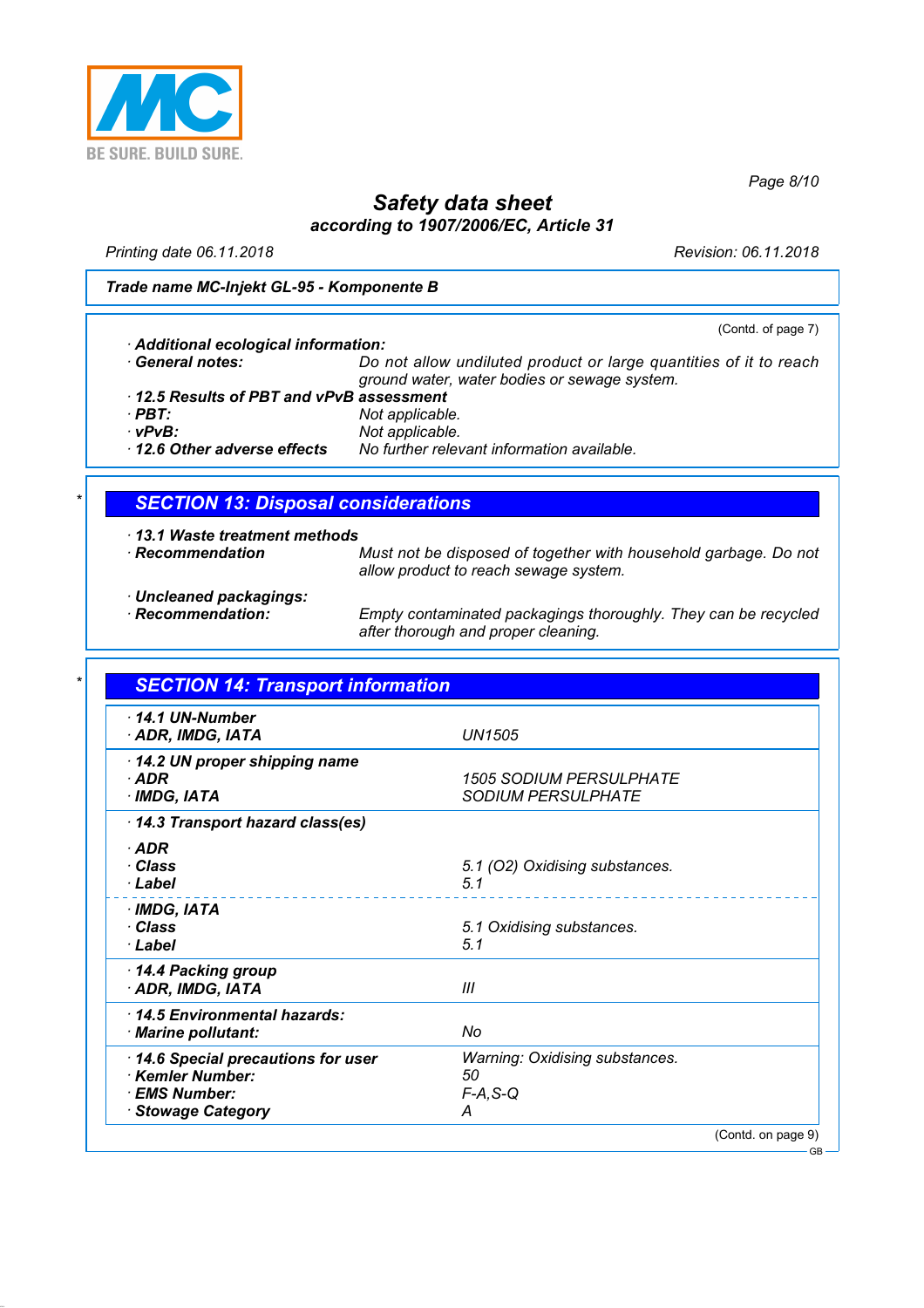# Safety data sheet
**according to 1907/2006/EC, Article 31**

Printing date 06.11.2018 | Revision: 06.11.2018

**Trade name MC-Injekt GL-95 - Komponente B**

(Contd. of page 7)

- **Additional ecological information:**
- **General notes:** *Do not allow undiluted product or large quantities of it to reach ground water, water bodies or sewage system.*
- **12.5 Results of PBT and vPvB assessment**
- **PBT:** *Not applicable.*
- **vPvB:** *Not applicable.*
- **12.6 Other adverse effects** *No further relevant information available.*

## SECTION 13: Disposal considerations

- **13.1 Waste treatment methods**
- **Recommendation** *Must not be disposed of together with household garbage. Do not allow product to reach sewage system.*

- **Uncleaned packagings:**
- **Recommendation:** *Empty contaminated packagings thoroughly. They can be recycled after thorough and proper cleaning.*

## SECTION 14: Transport information

| | |
|---|---|
| **14.1 UN-Number** | |
| **ADR, IMDG, IATA** | UN1505 |
| **14.2 UN proper shipping name** | |
| **ADR** | 1505 SODIUM PERSULPHATE |
| **IMDG, IATA** | SODIUM PERSULPHATE |
| **14.3 Transport hazard class(es)** | |
| **ADR** | |
| **Class** | 5.1 (O2) Oxidising substances. |
| **Label** | 5.1 |
| **IMDG, IATA** | |
| **Class** | 5.1 Oxidising substances. |
| **Label** | 5.1 |
| **14.4 Packing group** | |
| **ADR, IMDG, IATA** | III |
| **14.5 Environmental hazards:** | |
| **Marine pollutant:** | No |
| **14.6 Special precautions for user** | Warning: Oxidising substances. |
| **Kemler Number:** | 50 |
| **EMS Number:** | F-A,S-Q |
| **Stowage Category** | A |

(Contd. on page 9)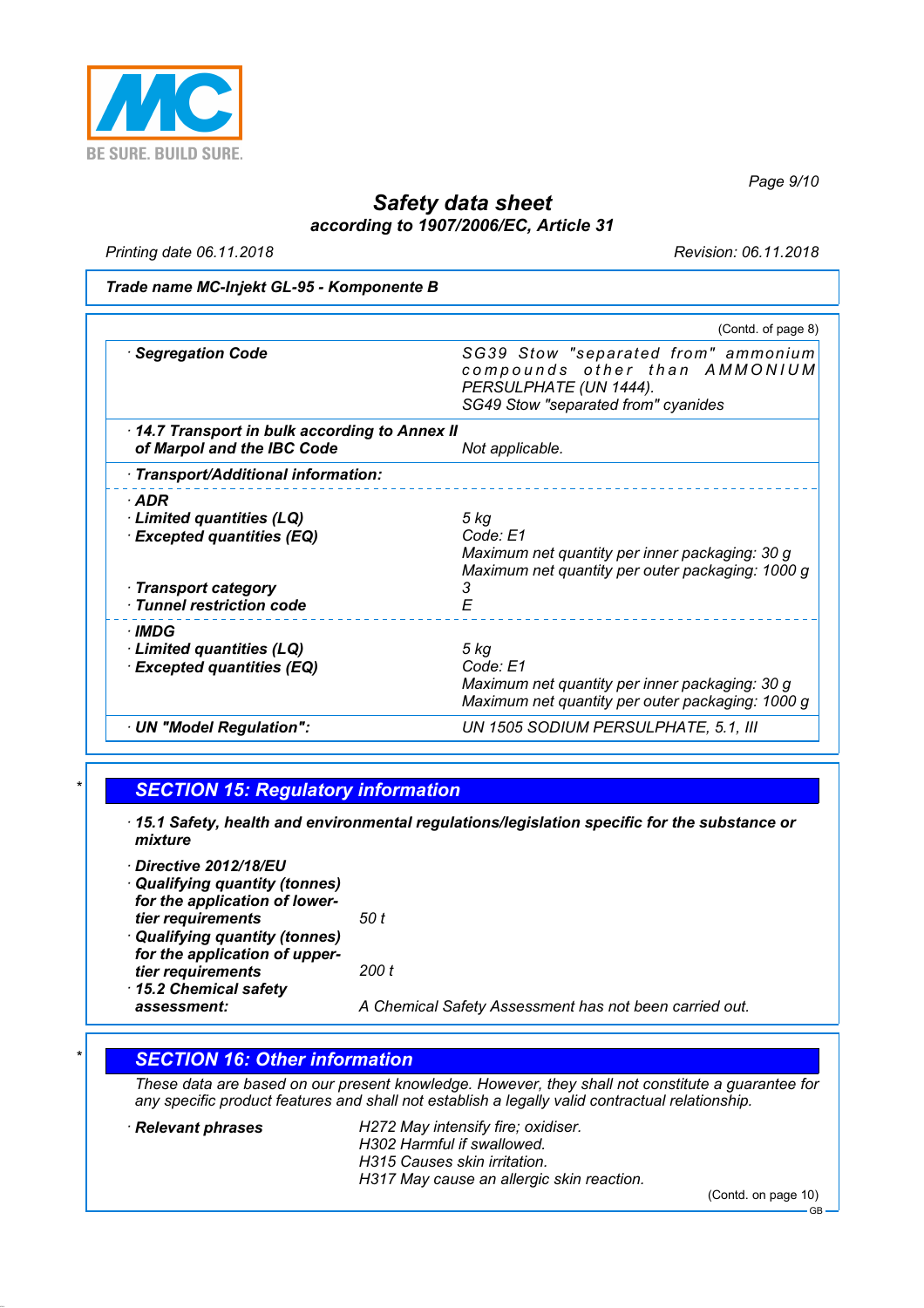**Safety data sheet**
**according to 1907/2006/EC, Article 31**

Printing date 06.11.2018 Revision: 06.11.2018

**Trade name MC-Injekt GL-95 - Komponente B**

(Contd. of page 8)

| | |
|---|---|
| · **Segregation Code** | SG39 Stow "separated from" ammonium compounds other than AMMONIUM PERSULPHATE (UN 1444). SG49 Stow "separated from" cyanides |
| · **14.7 Transport in bulk according to Annex II of Marpol and the IBC Code** | Not applicable. |
| · **Transport/Additional information:** | |
| · **ADR** | |
| · **Limited quantities (LQ)** | 5 kg |
| · **Excepted quantities (EQ)** | Code: E1<br>Maximum net quantity per inner packaging: 30 g<br>Maximum net quantity per outer packaging: 1000 g |
| · **Transport category** | 3 |
| · **Tunnel restriction code** | E |
| · **IMDG** | |
| · **Limited quantities (LQ)** | 5 kg |
| · **Excepted quantities (EQ)** | Code: E1<br>Maximum net quantity per inner packaging: 30 g<br>Maximum net quantity per outer packaging: 1000 g |
| · **UN "Model Regulation":** | UN 1505 SODIUM PERSULPHATE, 5.1, III |

## SECTION 15: Regulatory information

· **15.1 Safety, health and environmental regulations/legislation specific for the substance or mixture**

· **Directive 2012/18/EU**
· **Qualifying quantity (tonnes) for the application of lower-tier requirements** 50 t
· **Qualifying quantity (tonnes) for the application of upper-tier requirements** 200 t
· **15.2 Chemical safety assessment:** A Chemical Safety Assessment has not been carried out.

## SECTION 16: Other information

These data are based on our present knowledge. However, they shall not constitute a guarantee for any specific product features and shall not establish a legally valid contractual relationship.

· **Relevant phrases**
H272 May intensify fire; oxidiser.
H302 Harmful if swallowed.
H315 Causes skin irritation.
H317 May cause an allergic skin reaction.

(Contd. on page 10)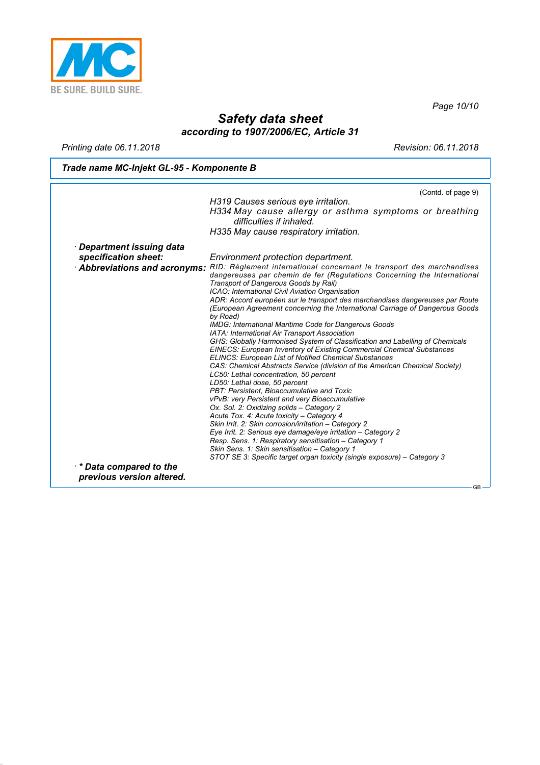**Trade name MC-Injekt GL-95 - Komponente B**

(Contd. of page 9)

H319 Causes serious eye irritation.
H334 May cause allergy or asthma symptoms or breathing difficulties if inhaled.
H335 May cause respiratory irritation.

· **Department issuing data specification sheet:** Environment protection department.

· **Abbreviations and acronyms:**

*RID: Règlement international concernant le transport des marchandises dangereuses par chemin de fer (Regulations Concerning the International Transport of Dangerous Goods by Rail)*
*ICAO: International Civil Aviation Organisation*
*ADR: Accord européen sur le transport des marchandises dangereuses par Route (European Agreement concerning the International Carriage of Dangerous Goods by Road)*
*IMDG: International Maritime Code for Dangerous Goods*
*IATA: International Air Transport Association*
*GHS: Globally Harmonised System of Classification and Labelling of Chemicals*
*EINECS: European Inventory of Existing Commercial Chemical Substances*
*ELINCS: European List of Notified Chemical Substances*
*CAS: Chemical Abstracts Service (division of the American Chemical Society)*
*LC50: Lethal concentration, 50 percent*
*LD50: Lethal dose, 50 percent*
*PBT: Persistent, Bioaccumulative and Toxic*
*vPvB: very Persistent and very Bioaccumulative*
*Ox. Sol. 2: Oxidizing solids – Category 2*
*Acute Tox. 4: Acute toxicity – Category 4*
*Skin Irrit. 2: Skin corrosion/irritation – Category 2*
*Eye Irrit. 2: Serious eye damage/eye irritation – Category 2*
*Resp. Sens. 1: Respiratory sensitisation – Category 1*
*Skin Sens. 1: Skin sensitisation – Category 1*
*STOT SE 3: Specific target organ toxicity (single exposure) – Category 3*

· **\* Data compared to the previous version altered.**

GB